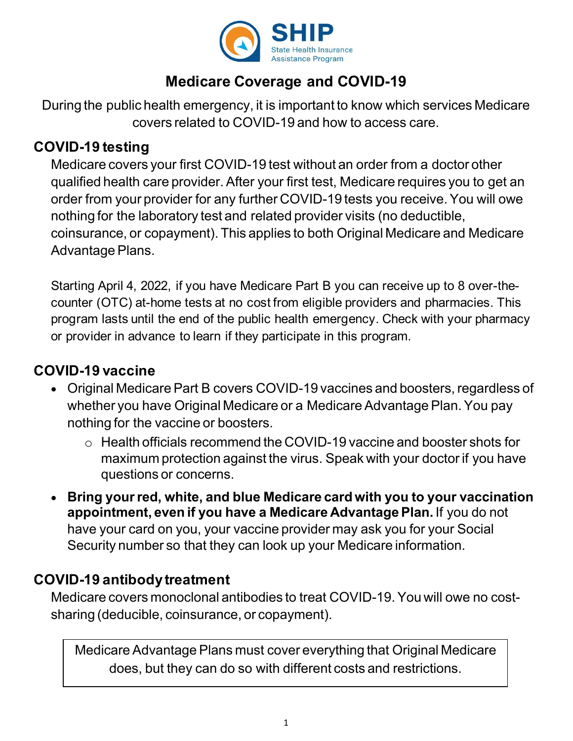**SHIP**
State Health Insurance Assistance Program

# Medicare Coverage and COVID-19

During the public health emergency, it is important to know which services Medicare covers related to COVID-19 and how to access care.

## COVID-19 testing

Medicare covers your first COVID-19 test without an order from a doctor other qualified health care provider. After your first test, Medicare requires you to get an order from your provider for any further COVID-19 tests you receive. You will owe nothing for the laboratory test and related provider visits (no deductible, coinsurance, or copayment). This applies to both Original Medicare and Medicare Advantage Plans.

Starting April 4, 2022, if you have Medicare Part B you can receive up to 8 over-the-counter (OTC) at-home tests at no cost from eligible providers and pharmacies. This program lasts until the end of the public health emergency. Check with your pharmacy or provider in advance to learn if they participate in this program.

## COVID-19 vaccine

- Original Medicare Part B covers COVID-19 vaccines and boosters, regardless of whether you have Original Medicare or a Medicare Advantage Plan. You pay nothing for the vaccine or boosters.
  - Health officials recommend the COVID-19 vaccine and booster shots for maximum protection against the virus. Speak with your doctor if you have questions or concerns.
- **Bring your red, white, and blue Medicare card with you to your vaccination appointment, even if you have a Medicare Advantage Plan.** If you do not have your card on you, your vaccine provider may ask you for your Social Security number so that they can look up your Medicare information.

## COVID-19 antibody treatment

Medicare covers monoclonal antibodies to treat COVID-19. You will owe no cost-sharing (deducible, coinsurance, or copayment).

> Medicare Advantage Plans must cover everything that Original Medicare does, but they can do so with different costs and restrictions.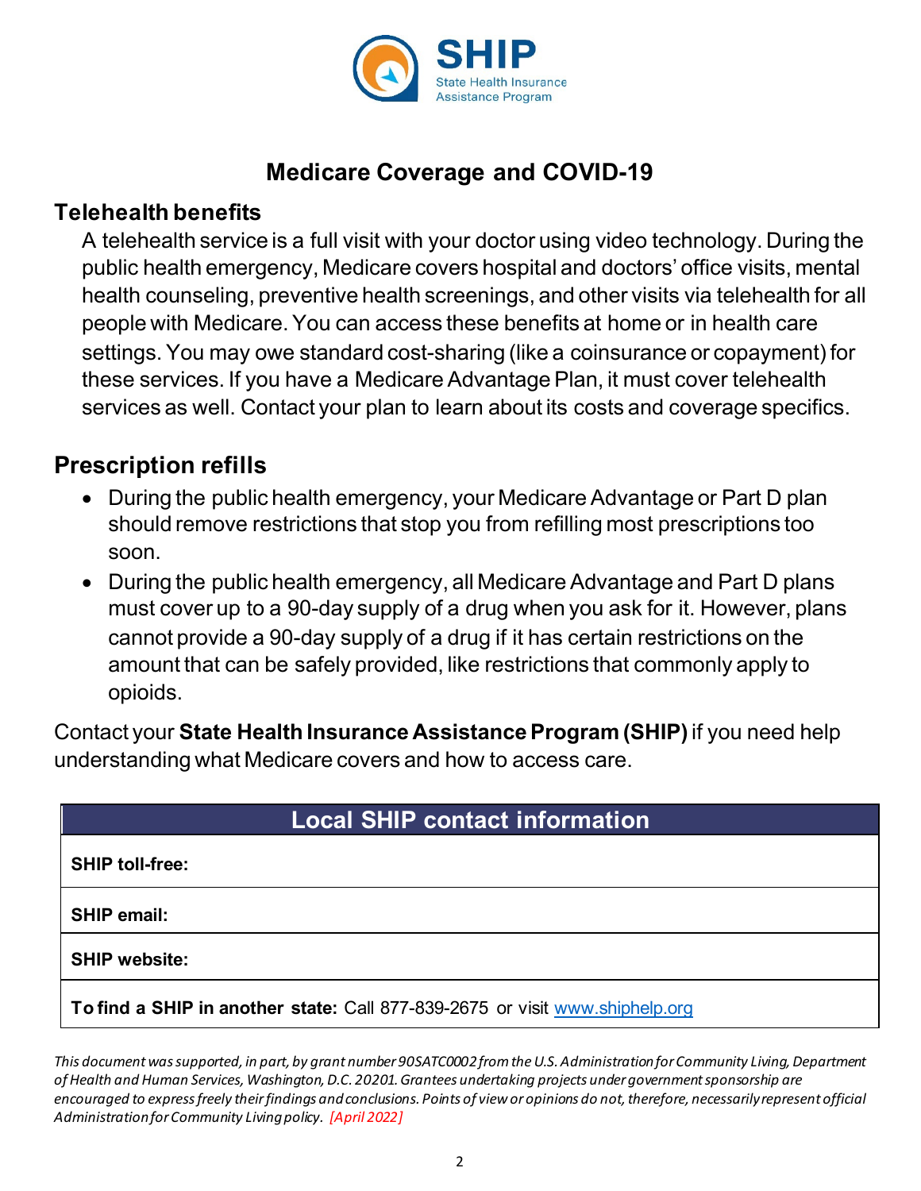SHIP

State Health Insurance Assistance Program

# Medicare Coverage and COVID-19

## Telehealth benefits

A telehealth service is a full visit with your doctor using video technology. During the public health emergency, Medicare covers hospital and doctors' office visits, mental health counseling, preventive health screenings, and other visits via telehealth for all people with Medicare. You can access these benefits at home or in health care settings. You may owe standard cost-sharing (like a coinsurance or copayment) for these services. If you have a Medicare Advantage Plan, it must cover telehealth services as well. Contact your plan to learn about its costs and coverage specifics.

## Prescription refills

- During the public health emergency, your Medicare Advantage or Part D plan should remove restrictions that stop you from refilling most prescriptions too soon.
- During the public health emergency, all Medicare Advantage and Part D plans must cover up to a 90-day supply of a drug when you ask for it. However, plans cannot provide a 90-day supply of a drug if it has certain restrictions on the amount that can be safely provided, like restrictions that commonly apply to opioids.

Contact your **State Health Insurance Assistance Program (SHIP)** if you need help understanding what Medicare covers and how to access care.

| Local SHIP contact information |
|---|
| **SHIP toll-free:** |
| **SHIP email:** |
| **SHIP website:** |
| **To find a SHIP in another state:** Call 877-839-2675 or visit www.shiphelp.org |

*This document was supported, in part, by grant number 90SATC0002 from the U.S. Administration for Community Living, Department of Health and Human Services, Washington, D.C. 20201. Grantees undertaking projects under government sponsorship are encouraged to express freely their findings and conclusions. Points of view or opinions do not, therefore, necessarily represent official Administration for Community Living policy. [April 2022]*